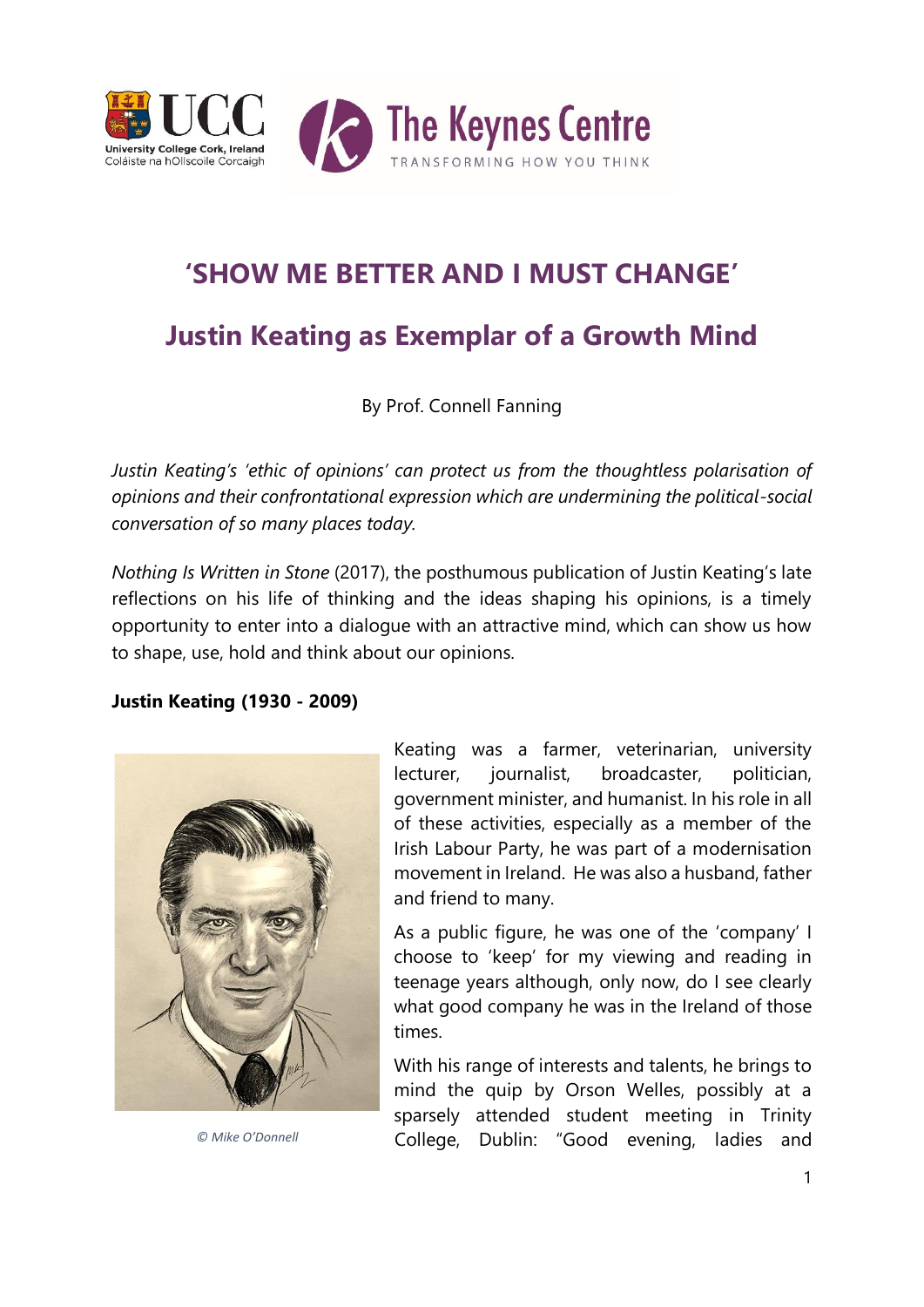# 'SHOW ME BETTER AND I MUST CHANGE'

## Justin Keating as Exemplar of a Growth Mind

By Prof. Connell Fanning

*Justin Keating's 'ethic of opinions' can protect us from the thoughtless polarisation of opinions and their confrontational expression which are undermining the political-social conversation of so many places today.*

*Nothing Is Written in Stone* (2017), the posthumous publication of Justin Keating's late reflections on his life of thinking and the ideas shaping his opinions, is a timely opportunity to enter into a dialogue with an attractive mind, which can show us how to shape, use, hold and think about our opinions.

**Justin Keating (1930 - 2009)**

*© Mike O'Donnell*

Keating was a farmer, veterinarian, university lecturer, journalist, broadcaster, politician, government minister, and humanist. In his role in all of these activities, especially as a member of the Irish Labour Party, he was part of a modernisation movement in Ireland. He was also a husband, father and friend to many.

As a public figure, he was one of the 'company' I choose to 'keep' for my viewing and reading in teenage years although, only now, do I see clearly what good company he was in the Ireland of those times.

With his range of interests and talents, he brings to mind the quip by Orson Welles, possibly at a sparsely attended student meeting in Trinity College, Dublin: "Good evening, ladies and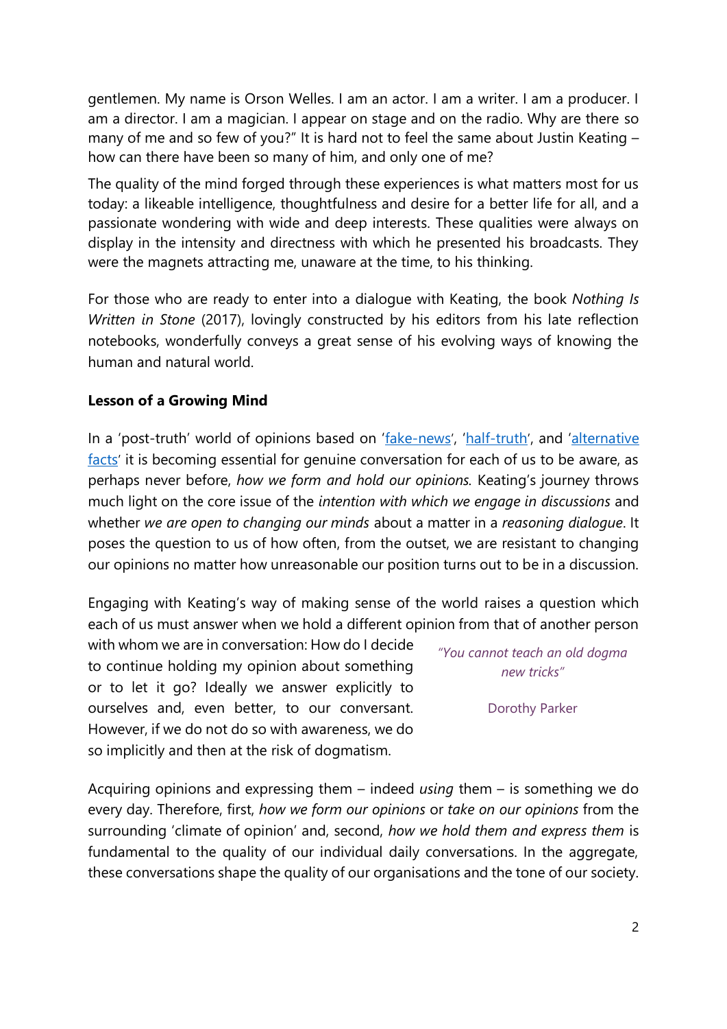gentlemen. My name is Orson Welles. I am an actor. I am a writer. I am a producer. I am a director. I am a magician. I appear on stage and on the radio. Why are there so many of me and so few of you?" It is hard not to feel the same about Justin Keating – how can there have been so many of him, and only one of me?

The quality of the mind forged through these experiences is what matters most for us today: a likeable intelligence, thoughtfulness and desire for a better life for all, and a passionate wondering with wide and deep interests. These qualities were always on display in the intensity and directness with which he presented his broadcasts. They were the magnets attracting me, unaware at the time, to his thinking.

For those who are ready to enter into a dialogue with Keating, the book *Nothing Is Written in Stone* (2017), lovingly constructed by his editors from his late reflection notebooks, wonderfully conveys a great sense of his evolving ways of knowing the human and natural world.

**Lesson of a Growing Mind**

In a 'post-truth' world of opinions based on 'fake-news', 'half-truth', and 'alternative facts' it is becoming essential for genuine conversation for each of us to be aware, as perhaps never before, *how we form and hold our opinions.* Keating's journey throws much light on the core issue of the *intention with which we engage in discussions* and whether *we are open to changing our minds* about a matter in a *reasoning dialogue*. It poses the question to us of how often, from the outset, we are resistant to changing our opinions no matter how unreasonable our position turns out to be in a discussion.

Engaging with Keating's way of making sense of the world raises a question which each of us must answer when we hold a different opinion from that of another person with whom we are in conversation: How do I decide to continue holding my opinion about something or to let it go? Ideally we answer explicitly to ourselves and, even better, to our conversant. However, if we do not do so with awareness, we do so implicitly and then at the risk of dogmatism.

> *"You cannot teach an old dogma new tricks"*
>
> Dorothy Parker

Acquiring opinions and expressing them – indeed *using* them – is something we do every day. Therefore, first, *how we form our opinions* or *take on our opinions* from the surrounding 'climate of opinion' and, second, *how we hold them and express them* is fundamental to the quality of our individual daily conversations. In the aggregate, these conversations shape the quality of our organisations and the tone of our society.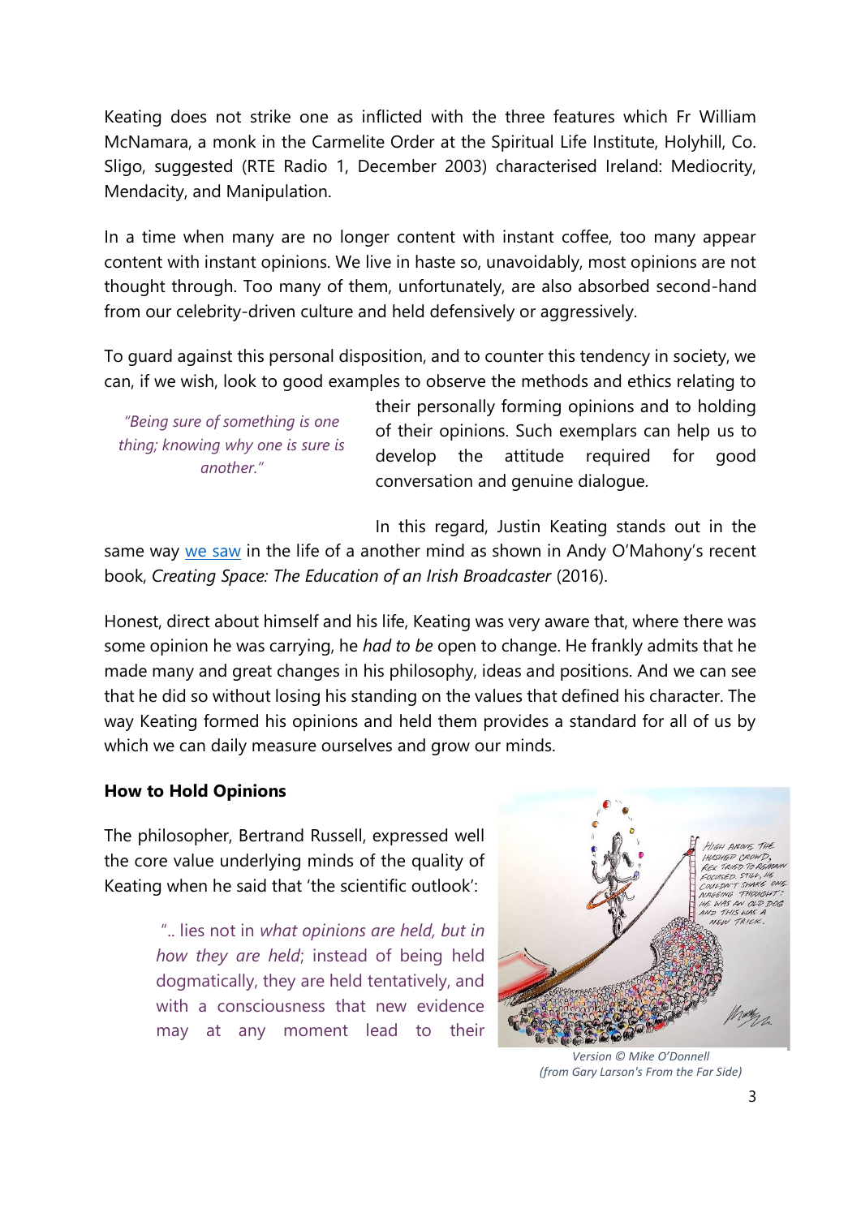Keating does not strike one as inflicted with the three features which Fr William McNamara, a monk in the Carmelite Order at the Spiritual Life Institute, Holyhill, Co. Sligo, suggested (RTE Radio 1, December 2003) characterised Ireland: Mediocrity, Mendacity, and Manipulation.

In a time when many are no longer content with instant coffee, too many appear content with instant opinions. We live in haste so, unavoidably, most opinions are not thought through. Too many of them, unfortunately, are also absorbed second-hand from our celebrity-driven culture and held defensively or aggressively.

To guard against this personal disposition, and to counter this tendency in society, we can, if we wish, look to good examples to observe the methods and ethics relating to their personally forming opinions and to holding of their opinions. Such exemplars can help us to develop the attitude required for good conversation and genuine dialogue.

*"Being sure of something is one thing; knowing why one is sure is another."*

In this regard, Justin Keating stands out in the same way we saw in the life of a another mind as shown in Andy O'Mahony's recent book, *Creating Space: The Education of an Irish Broadcaster* (2016).

Honest, direct about himself and his life, Keating was very aware that, where there was some opinion he was carrying, he *had to be* open to change. He frankly admits that he made many and great changes in his philosophy, ideas and positions. And we can see that he did so without losing his standing on the values that defined his character. The way Keating formed his opinions and held them provides a standard for all of us by which we can daily measure ourselves and grow our minds.

**How to Hold Opinions**

The philosopher, Bertrand Russell, expressed well the core value underlying minds of the quality of Keating when he said that 'the scientific outlook':

> ".. lies not in *what opinions are held, but in how they are held*; instead of being held dogmatically, they are held tentatively, and with a consciousness that new evidence may at any moment lead to their

*Version © Mike O'Donnell (from Gary Larson's From the Far Side)*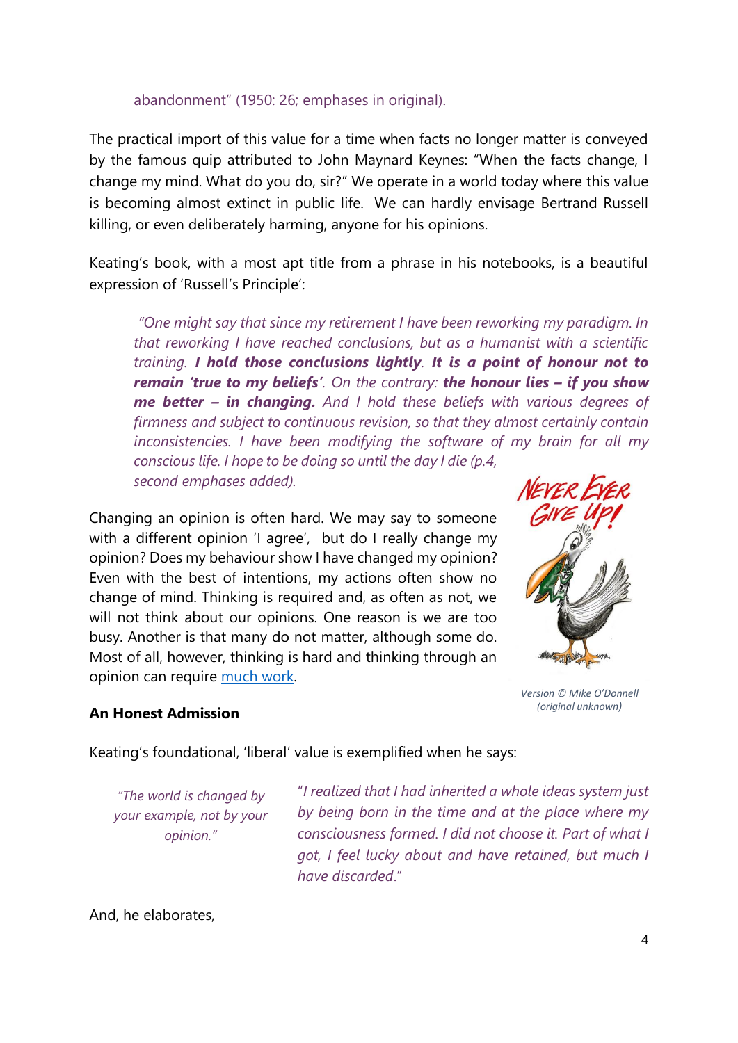> abandonment" (1950: 26; emphases in original).

The practical import of this value for a time when facts no longer matter is conveyed by the famous quip attributed to John Maynard Keynes: "When the facts change, I change my mind. What do you do, sir?" We operate in a world today where this value is becoming almost extinct in public life. We can hardly envisage Bertrand Russell killing, or even deliberately harming, anyone for his opinions.

Keating's book, with a most apt title from a phrase in his notebooks, is a beautiful expression of 'Russell's Principle':

> *"One might say that since my retirement I have been reworking my paradigm. In that reworking I have reached conclusions, but as a humanist with a scientific training. **I hold those conclusions lightly**. **It is a point of honour not to remain 'true to my beliefs'**. On the contrary: **the honour lies – if you show me better – in changing.** And I hold these beliefs with various degrees of firmness and subject to continuous revision, so that they almost certainly contain inconsistencies. I have been modifying the software of my brain for all my conscious life. I hope to be doing so until the day I die (p.4, second emphases added).*

Changing an opinion is often hard. We may say to someone with a different opinion 'I agree', but do I really change my opinion? Does my behaviour show I have changed my opinion? Even with the best of intentions, my actions often show no change of mind. Thinking is required and, as often as not, we will not think about our opinions. One reason is we are too busy. Another is that many do not matter, although some do. Most of all, however, thinking is hard and thinking through an opinion can require [much work](much work).

*Version © Mike O'Donnell (original unknown)*

**An Honest Admission**

Keating's foundational, 'liberal' value is exemplified when he says:

> *"The world is changed by your example, not by your opinion."*

> *"I realized that I had inherited a whole ideas system just by being born in the time and at the place where my consciousness formed. I did not choose it. Part of what I got, I feel lucky about and have retained, but much I have discarded."*

And, he elaborates,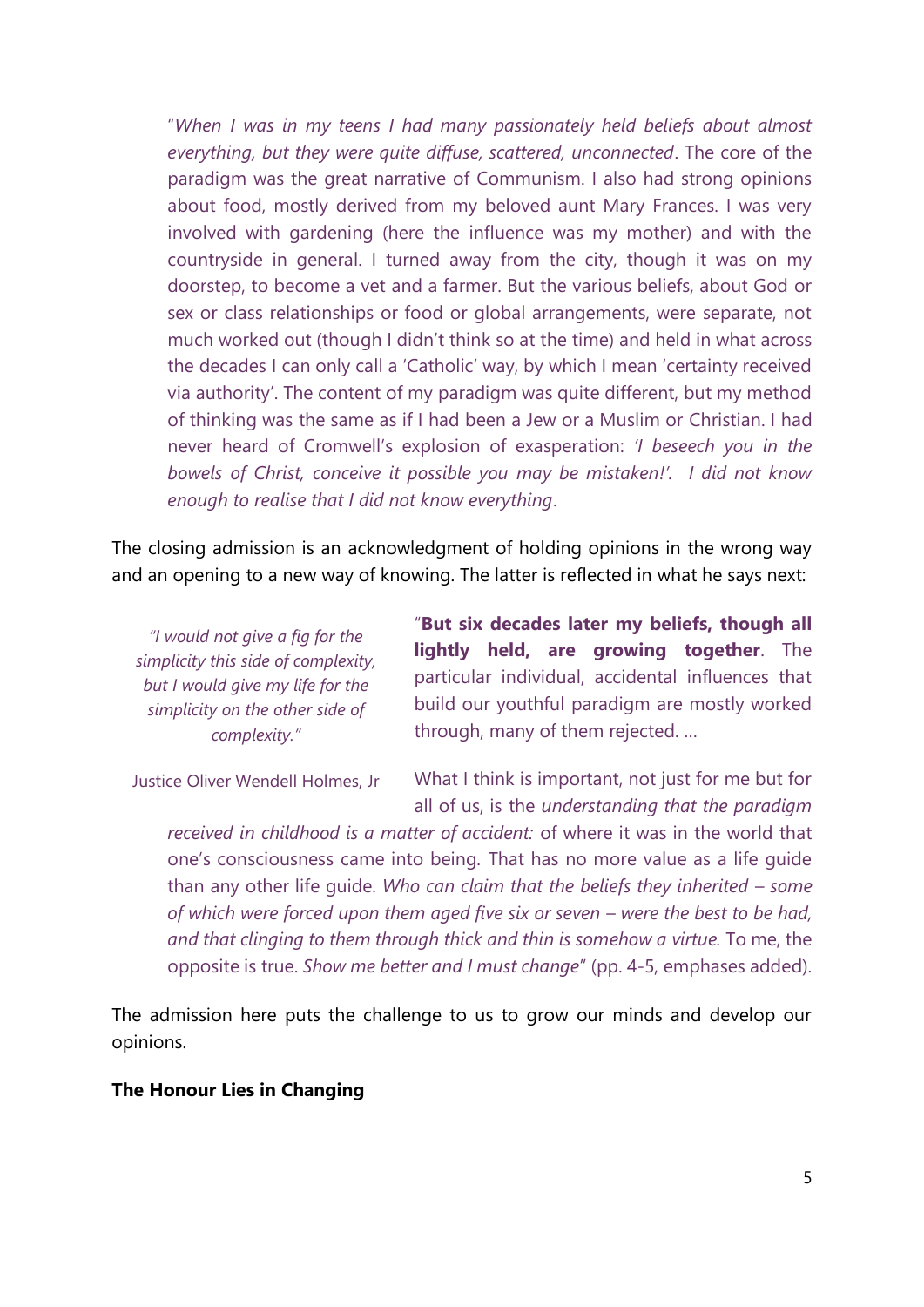> "*When I was in my teens I had many passionately held beliefs about almost everything, but they were quite diffuse, scattered, unconnected*. The core of the paradigm was the great narrative of Communism. I also had strong opinions about food, mostly derived from my beloved aunt Mary Frances. I was very involved with gardening (here the influence was my mother) and with the countryside in general. I turned away from the city, though it was on my doorstep, to become a vet and a farmer. But the various beliefs, about God or sex or class relationships or food or global arrangements, were separate, not much worked out (though I didn't think so at the time) and held in what across the decades I can only call a 'Catholic' way, by which I mean 'certainty received via authority'. The content of my paradigm was quite different, but my method of thinking was the same as if I had been a Jew or a Muslim or Christian. I had never heard of Cromwell's explosion of exasperation: *'I beseech you in the bowels of Christ, conceive it possible you may be mistaken!'. I did not know enough to realise that I did not know everything*.

The closing admission is an acknowledgment of holding opinions in the wrong way and an opening to a new way of knowing. The latter is reflected in what he says next:

> *"I would not give a fig for the simplicity this side of complexity, but I would give my life for the simplicity on the other side of complexity."*
>
> Justice Oliver Wendell Holmes, Jr

> "**But six decades later my beliefs, though all lightly held, are growing together**. The particular individual, accidental influences that build our youthful paradigm are mostly worked through, many of them rejected. …
>
> What I think is important, not just for me but for all of us, is the *understanding that the paradigm received in childhood is a matter of accident:* of where it was in the world that one's consciousness came into being. That has no more value as a life guide than any other life guide. *Who can claim that the beliefs they inherited – some of which were forced upon them aged five six or seven – were the best to be had, and that clinging to them through thick and thin is somehow a virtue.* To me, the opposite is true. *Show me better and I must change*" (pp. 4-5, emphases added).

The admission here puts the challenge to us to grow our minds and develop our opinions.

**The Honour Lies in Changing**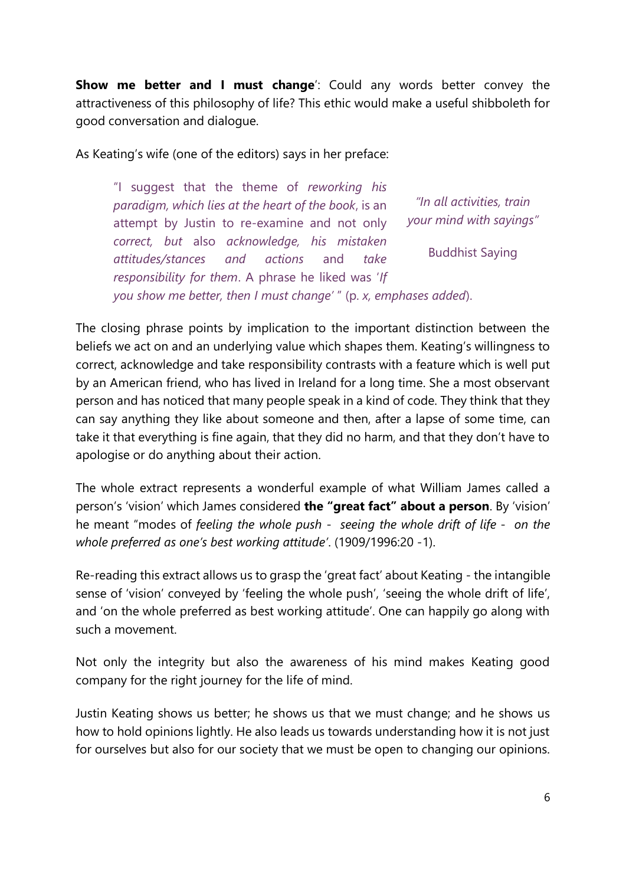**Show me better and I must change**': Could any words better convey the attractiveness of this philosophy of life? This ethic would make a useful shibboleth for good conversation and dialogue.

As Keating's wife (one of the editors) says in her preface:

> "I suggest that the theme of *reworking his paradigm, which lies at the heart of the book*, is an attempt by Justin to re-examine and not only *correct, but* also *acknowledge, his mistaken attitudes/stances and actions* and *take responsibility for them*. A phrase he liked was '*If you show me better, then I must change*' " (p. *x, emphases added*).

> *"In all activities, train your mind with sayings"*
>
> Buddhist Saying

The closing phrase points by implication to the important distinction between the beliefs we act on and an underlying value which shapes them. Keating's willingness to correct, acknowledge and take responsibility contrasts with a feature which is well put by an American friend, who has lived in Ireland for a long time. She a most observant person and has noticed that many people speak in a kind of code. They think that they can say anything they like about someone and then, after a lapse of some time, can take it that everything is fine again, that they did no harm, and that they don't have to apologise or do anything about their action.

The whole extract represents a wonderful example of what William James called a person's 'vision' which James considered **the "great fact" about a person**. By 'vision' he meant "modes of *feeling the whole push - seeing the whole drift of life - on the whole preferred as one's best working attitude'*. (1909/1996:20 -1).

Re-reading this extract allows us to grasp the 'great fact' about Keating - the intangible sense of 'vision' conveyed by 'feeling the whole push', 'seeing the whole drift of life', and 'on the whole preferred as best working attitude'. One can happily go along with such a movement.

Not only the integrity but also the awareness of his mind makes Keating good company for the right journey for the life of mind.

Justin Keating shows us better; he shows us that we must change; and he shows us how to hold opinions lightly. He also leads us towards understanding how it is not just for ourselves but also for our society that we must be open to changing our opinions.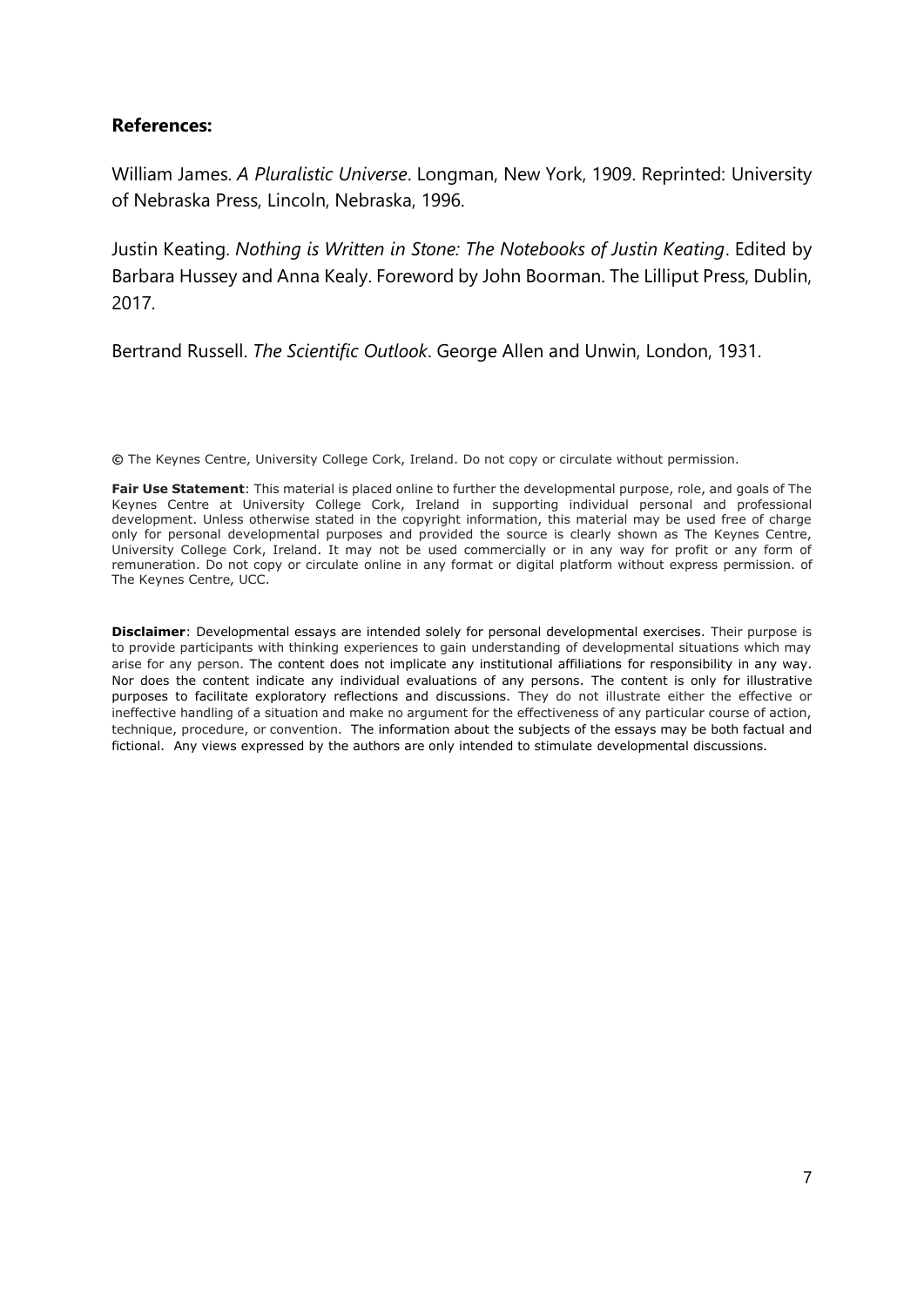**References:**

William James. *A Pluralistic Universe*. Longman, New York, 1909. Reprinted: University of Nebraska Press, Lincoln, Nebraska, 1996.

Justin Keating. *Nothing is Written in Stone: The Notebooks of Justin Keating*. Edited by Barbara Hussey and Anna Kealy. Foreword by John Boorman. The Lilliput Press, Dublin, 2017.

Bertrand Russell. *The Scientific Outlook*. George Allen and Unwin, London, 1931.

© The Keynes Centre, University College Cork, Ireland. Do not copy or circulate without permission.

**Fair Use Statement**: This material is placed online to further the developmental purpose, role, and goals of The Keynes Centre at University College Cork, Ireland in supporting individual personal and professional development. Unless otherwise stated in the copyright information, this material may be used free of charge only for personal developmental purposes and provided the source is clearly shown as The Keynes Centre, University College Cork, Ireland. It may not be used commercially or in any way for profit or any form of remuneration. Do not copy or circulate online in any format or digital platform without express permission. of The Keynes Centre, UCC.

**Disclaimer**: Developmental essays are intended solely for personal developmental exercises. Their purpose is to provide participants with thinking experiences to gain understanding of developmental situations which may arise for any person. The content does not implicate any institutional affiliations for responsibility in any way. Nor does the content indicate any individual evaluations of any persons. The content is only for illustrative purposes to facilitate exploratory reflections and discussions. They do not illustrate either the effective or ineffective handling of a situation and make no argument for the effectiveness of any particular course of action, technique, procedure, or convention. The information about the subjects of the essays may be both factual and fictional. Any views expressed by the authors are only intended to stimulate developmental discussions.